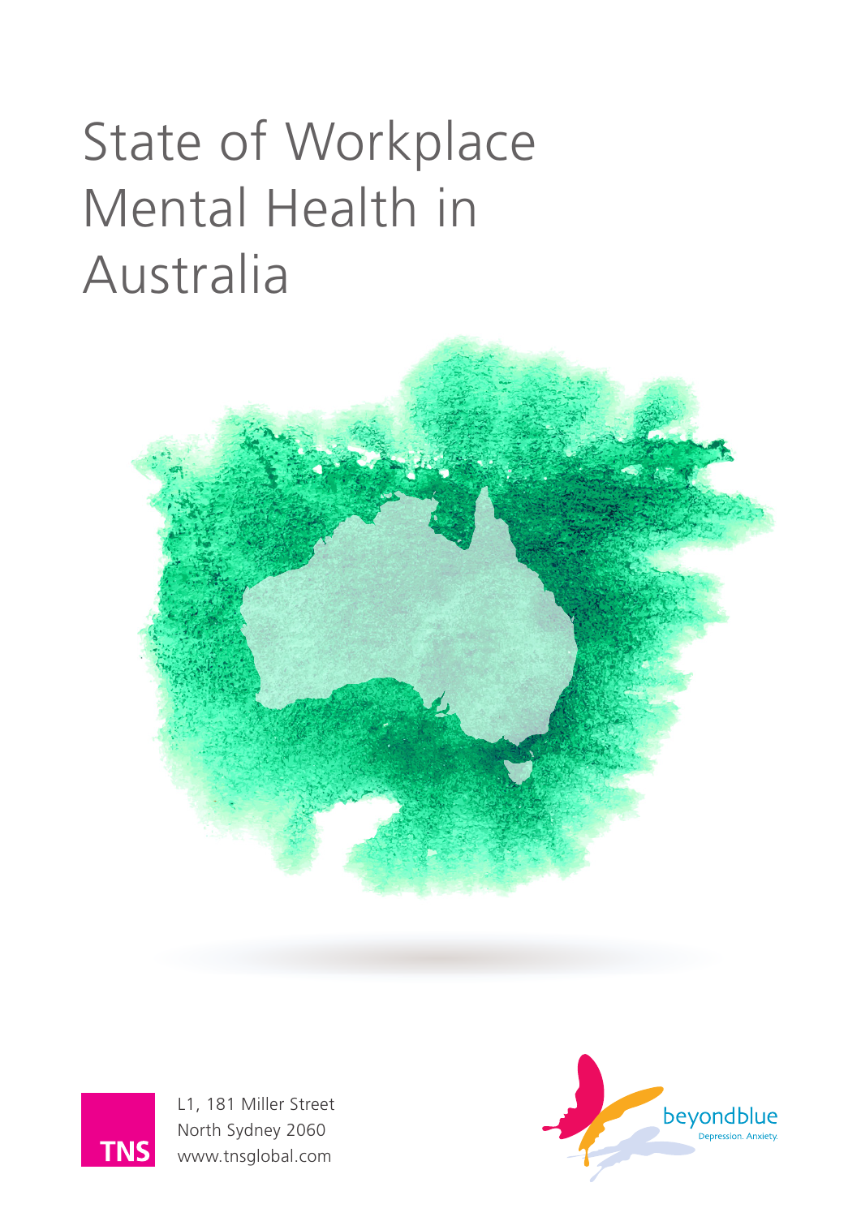# State of Workplace Mental Health in Australia

TNS

L1, 181 Miller Street
North Sydney 2060
www.tnsglobal.com

beyondblue
Depression. Anxiety.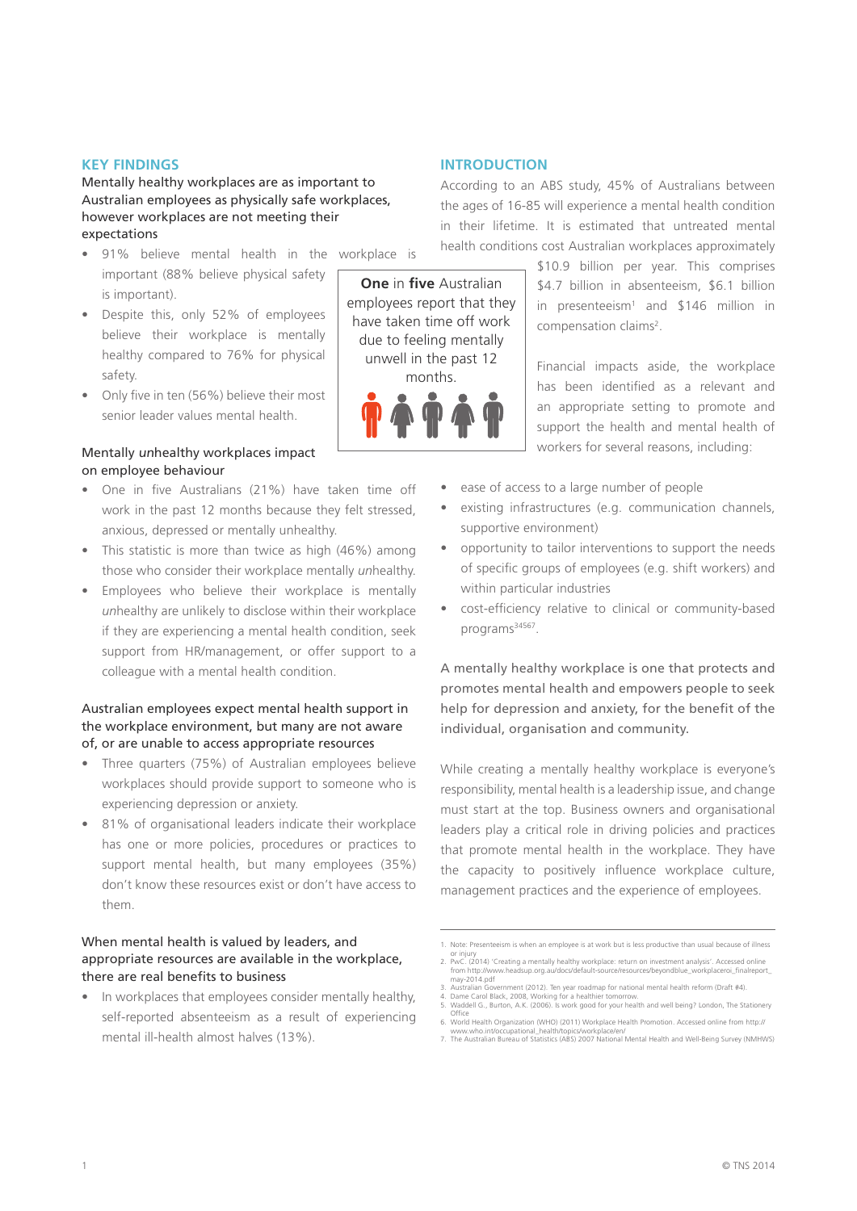## KEY FINDINGS

### Mentally healthy workplaces are as important to Australian employees as physically safe workplaces, however workplaces are not meeting their expectations

- 91% believe mental health in the workplace is important (88% believe physical safety is important).
- Despite this, only 52% of employees believe their workplace is mentally healthy compared to 76% for physical safety.
- Only five in ten (56%) believe their most senior leader values mental health.

**One** in **five** Australian employees report that they have taken time off work due to feeling mentally unwell in the past 12 months.

### Mentally *un*healthy workplaces impact on employee behaviour

- One in five Australians (21%) have taken time off work in the past 12 months because they felt stressed, anxious, depressed or mentally unhealthy.
- This statistic is more than twice as high (46%) among those who consider their workplace mentally *un*healthy.
- Employees who believe their workplace is mentally *un*healthy are unlikely to disclose within their workplace if they are experiencing a mental health condition, seek support from HR/management, or offer support to a colleague with a mental health condition.

### Australian employees expect mental health support in the workplace environment, but many are not aware of, or are unable to access appropriate resources

- Three quarters (75%) of Australian employees believe workplaces should provide support to someone who is experiencing depression or anxiety.
- 81% of organisational leaders indicate their workplace has one or more policies, procedures or practices to support mental health, but many employees (35%) don't know these resources exist or don't have access to them.

### When mental health is valued by leaders, and appropriate resources are available in the workplace, there are real benefits to business

- In workplaces that employees consider mentally healthy, self-reported absenteeism as a result of experiencing mental ill-health almost halves (13%).

## INTRODUCTION

According to an ABS study, 45% of Australians between the ages of 16-85 will experience a mental health condition in their lifetime. It is estimated that untreated mental health conditions cost Australian workplaces approximately $10.9 billion per year. This comprises $4.7 billion in absenteeism, $6.1 billion in presenteeism[1] and $146 million in compensation claims[2].

Financial impacts aside, the workplace has been identified as a relevant and an appropriate setting to promote and support the health and mental health of workers for several reasons, including:

- ease of access to a large number of people
- existing infrastructures (e.g. communication channels, supportive environment)
- opportunity to tailor interventions to support the needs of specific groups of employees (e.g. shift workers) and within particular industries
- cost-efficiency relative to clinical or community-based programs[3,4,5,6,7].

A mentally healthy workplace is one that protects and promotes mental health and empowers people to seek help for depression and anxiety, for the benefit of the individual, organisation and community.

While creating a mentally healthy workplace is everyone's responsibility, mental health is a leadership issue, and change must start at the top. Business owners and organisational leaders play a critical role in driving policies and practices that promote mental health in the workplace. They have the capacity to positively influence workplace culture, management practices and the experience of employees.

---

1. Note: Presenteeism is when an employee is at work but is less productive than usual because of illness or injury
2. PwC. (2014) 'Creating a mentally healthy workplace: return on investment analysis'. Accessed online from http://www.headsup.org.au/docs/default-source/resources/beyondblue_workplaceroi_finalreport_may-2014.pdf
3. Australian Government (2012). Ten year roadmap for national mental health reform (Draft #4).
4. Dame Carol Black, 2008, Working for a healthier tomorrow.
5. Waddell G., Burton, A.K. (2006). Is work good for your health and well being? London, The Stationery Office
6. World Health Organization (WHO) (2011) Workplace Health Promotion. Accessed online from http://www.who.int/occupational_health/topics/workplace/en/
7. The Australian Bureau of Statistics (ABS) 2007 National Mental Health and Well-Being Survey (NMHWS)

© TNS 2014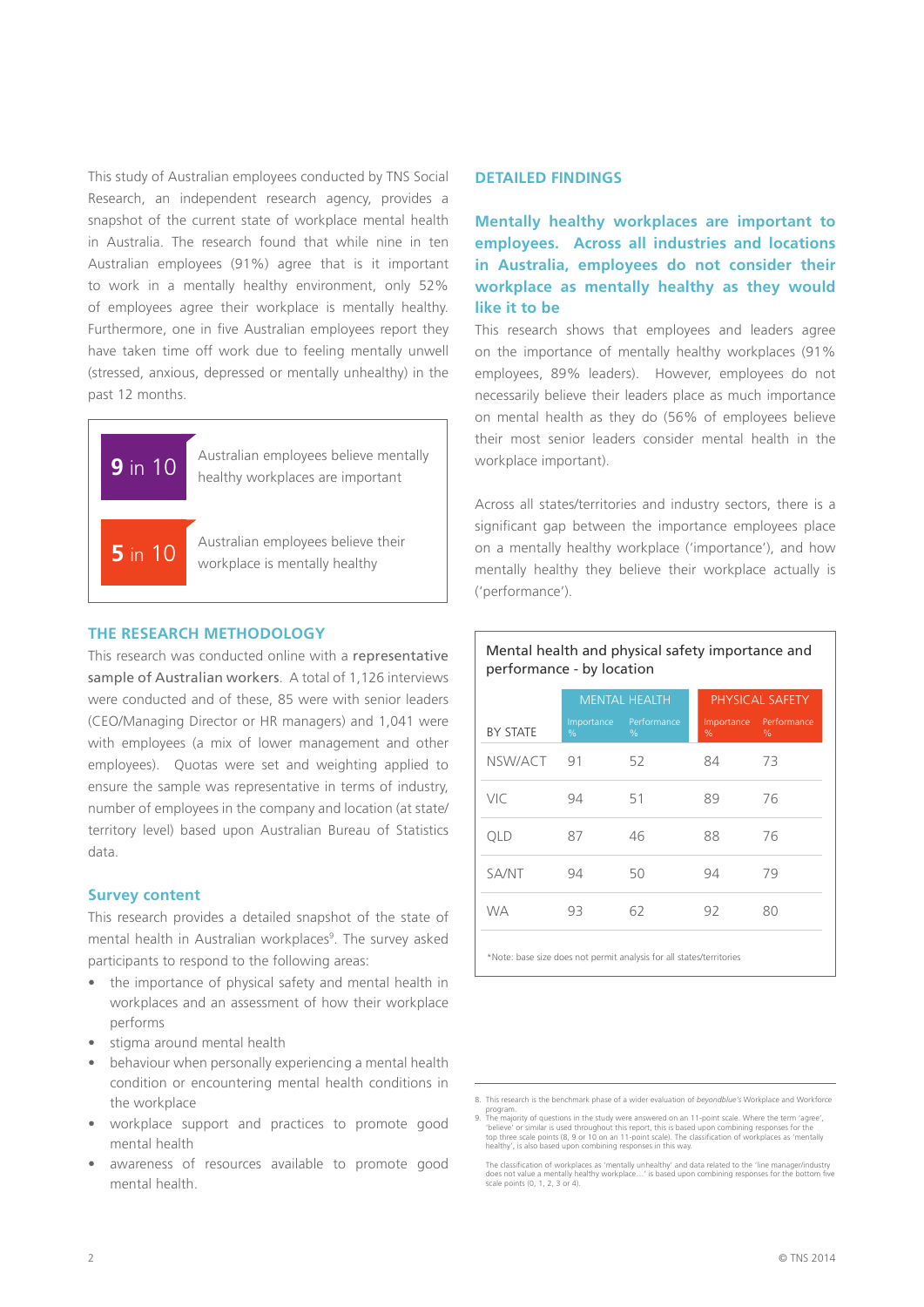This study of Australian employees conducted by TNS Social Research, an independent research agency, provides a snapshot of the current state of workplace mental health in Australia. The research found that while nine in ten Australian employees (91%) agree that is it important to work in a mentally healthy environment, only 52% of employees agree their workplace is mentally healthy. Furthermore, one in five Australian employees report they have taken time off work due to feeling mentally unwell (stressed, anxious, depressed or mentally unhealthy) in the past 12 months.

**9 in 10** Australian employees believe mentally healthy workplaces are important

**5 in 10** Australian employees believe their workplace is mentally healthy

## THE RESEARCH METHODOLOGY

This research was conducted online with a representative sample of Australian workers. A total of 1,126 interviews were conducted and of these, 85 were with senior leaders (CEO/Managing Director or HR managers) and 1,041 were with employees (a mix of lower management and other employees). Quotas were set and weighting applied to ensure the sample was representative in terms of industry, number of employees in the company and location (at state/territory level) based upon Australian Bureau of Statistics data.

### Survey content

This research provides a detailed snapshot of the state of mental health in Australian workplaces[9]. The survey asked participants to respond to the following areas:

- the importance of physical safety and mental health in workplaces and an assessment of how their workplace performs
- stigma around mental health
- behaviour when personally experiencing a mental health condition or encountering mental health conditions in the workplace
- workplace support and practices to promote good mental health
- awareness of resources available to promote good mental health.

## DETAILED FINDINGS

### Mentally healthy workplaces are important to employees. Across all industries and locations in Australia, employees do not consider their workplace as mentally healthy as they would like it to be

This research shows that employees and leaders agree on the importance of mentally healthy workplaces (91% employees, 89% leaders). However, employees do not necessarily believe their leaders place as much importance on mental health as they do (56% of employees believe their most senior leaders consider mental health in the workplace important).

Across all states/territories and industry sectors, there is a significant gap between the importance employees place on a mentally healthy workplace ('importance'), and how mentally healthy they believe their workplace actually is ('performance').

**Mental health and physical safety importance and performance - by location**

| | MENTAL HEALTH | | PHYSICAL SAFETY | |
|---|---|---|---|---|
| BY STATE | Importance % | Performance % | Importance % | Performance % |
| NSW/ACT | 91 | 52 | 84 | 73 |
| VIC | 94 | 51 | 89 | 76 |
| QLD | 87 | 46 | 88 | 76 |
| SA/NT | 94 | 50 | 94 | 79 |
| WA | 93 | 62 | 92 | 80 |

*Note: base size does not permit analysis for all states/territories

8. This research is the benchmark phase of a wider evaluation of *beyondblue's* Workplace and Workforce program.
9. The majority of questions in the study were answered on an 11-point scale. Where the term 'agree', 'believe' or similar is used throughout this report, this is based upon combining responses for the top three scale points (8, 9 or 10 on an 11-point scale). The classification of workplaces as 'mentally healthy', is also based upon combining responses in this way.

The classification of workplaces as 'mentally unhealthy' and data related to the 'line manager/industry does not value a mentally healthy workplace...' is based upon combining responses for the bottom five scale points (0, 1, 2, 3 or 4).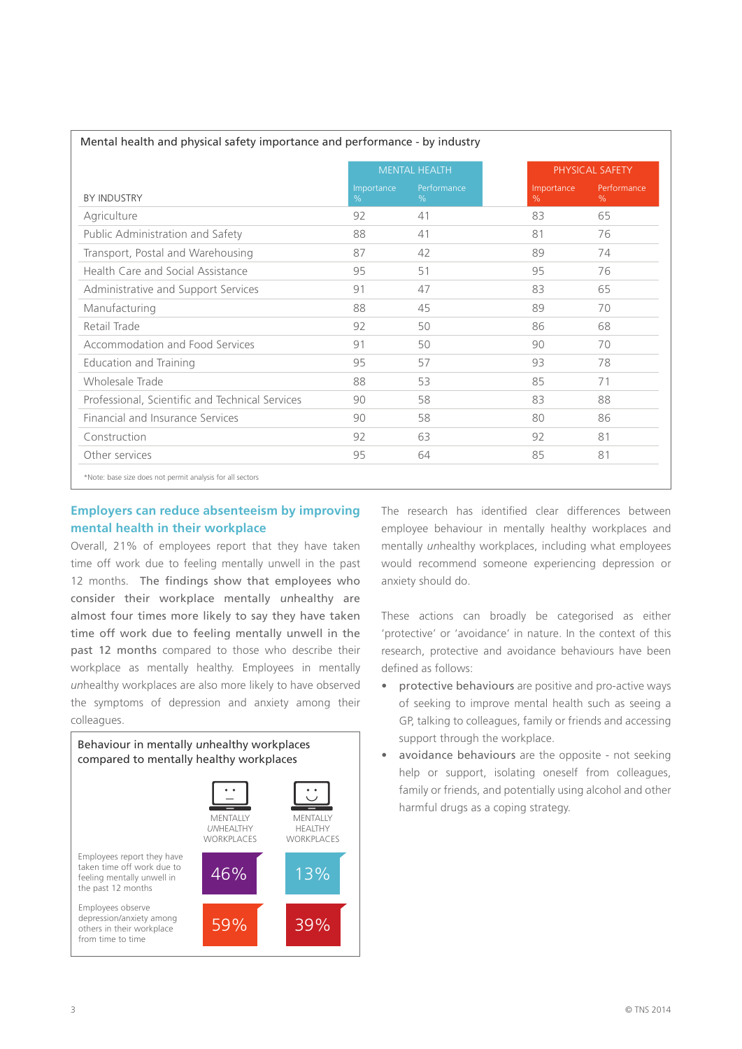Mental health and physical safety importance and performance - by industry

| BY INDUSTRY | MENTAL HEALTH | | PHYSICAL SAFETY | |
|---|---|---|---|---|
| | Importance % | Performance % | Importance % | Performance % |
| Agriculture | 92 | 41 | 83 | 65 |
| Public Administration and Safety | 88 | 41 | 81 | 76 |
| Transport, Postal and Warehousing | 87 | 42 | 89 | 74 |
| Health Care and Social Assistance | 95 | 51 | 95 | 76 |
| Administrative and Support Services | 91 | 47 | 83 | 65 |
| Manufacturing | 88 | 45 | 89 | 70 |
| Retail Trade | 92 | 50 | 86 | 68 |
| Accommodation and Food Services | 91 | 50 | 90 | 70 |
| Education and Training | 95 | 57 | 93 | 78 |
| Wholesale Trade | 88 | 53 | 85 | 71 |
| Professional, Scientific and Technical Services | 90 | 58 | 83 | 88 |
| Financial and Insurance Services | 90 | 58 | 80 | 86 |
| Construction | 92 | 63 | 92 | 81 |
| Other services | 95 | 64 | 85 | 81 |

*Note: base size does not permit analysis for all sectors

## Employers can reduce absenteeism by improving mental health in their workplace

Overall, 21% of employees report that they have taken time off work due to feeling mentally unwell in the past 12 months. **The findings show that employees who consider their workplace mentally *un*healthy are almost four times more likely to say they have taken time off work due to feeling mentally unwell in the past 12 months** compared to those who describe their workplace as mentally healthy. Employees in mentally *un*healthy workplaces are also more likely to have observed the symptoms of depression and anxiety among their colleagues.

Behaviour in mentally unhealthy workplaces compared to mentally healthy workplaces

| | MENTALLY *UN*HEALTHY WORKPLACES | MENTALLY HEALTHY WORKPLACES |
|---|---|---|
| Employees report they have taken time off work due to feeling mentally unwell in the past 12 months | 46% | 13% |
| Employees observe depression/anxiety among others in their workplace from time to time | 59% | 39% |

The research has identified clear differences between employee behaviour in mentally healthy workplaces and mentally *un*healthy workplaces, including what employees would recommend someone experiencing depression or anxiety should do.

These actions can broadly be categorised as either 'protective' or 'avoidance' in nature. In the context of this research, protective and avoidance behaviours have been defined as follows:

- **protective behaviours** are positive and pro-active ways of seeking to improve mental health such as seeing a GP, talking to colleagues, family or friends and accessing support through the workplace.
- **avoidance behaviours** are the opposite - not seeking help or support, isolating oneself from colleagues, family or friends, and potentially using alcohol and other harmful drugs as a coping strategy.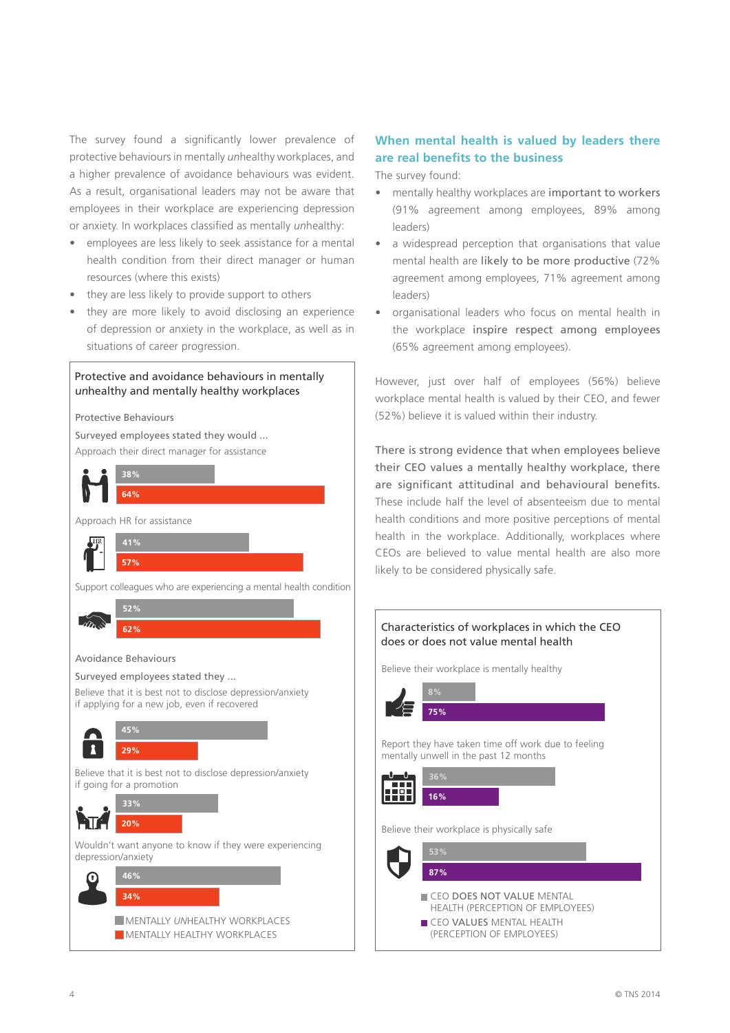The survey found a significantly lower prevalence of protective behaviours in mentally *un*healthy workplaces, and a higher prevalence of avoidance behaviours was evident. As a result, organisational leaders may not be aware that employees in their workplace are experiencing depression or anxiety. In workplaces classified as mentally *un*healthy:

- employees are less likely to seek assistance for a mental health condition from their direct manager or human resources (where this exists)
- they are less likely to provide support to others
- they are more likely to avoid disclosing an experience of depression or anxiety in the workplace, as well as in situations of career progression.

### Protective and avoidance behaviours in mentally *un*healthy and mentally healthy workplaces

**Protective Behaviours**

Surveyed employees stated they would ...

| | Mentally *un*healthy workplaces | Mentally healthy workplaces |
|---|---|---|
| Approach their direct manager for assistance | 38% | 64% |
| Approach HR for assistance | 41% | 57% |
| Support colleagues who are experiencing a mental health condition | 52% | 62% |

**Avoidance Behaviours**

Surveyed employees stated they ...

| | Mentally *un*healthy workplaces | Mentally healthy workplaces |
|---|---|---|
| Believe that it is best not to disclose depression/anxiety if applying for a new job, even if recovered | 45% | 29% |
| Believe that it is best not to disclose depression/anxiety if going for a promotion | 33% | 20% |
| Wouldn't want anyone to know if they were experiencing depression/anxiety | 46% | 34% |

## When mental health is valued by leaders there are real benefits to the business

The survey found:

- mentally healthy workplaces are important to workers (91% agreement among employees, 89% among leaders)
- a widespread perception that organisations that value mental health are likely to be more productive (72% agreement among employees, 71% agreement among leaders)
- organisational leaders who focus on mental health in the workplace inspire respect among employees (65% agreement among employees).

However, just over half of employees (56%) believe workplace mental health is valued by their CEO, and fewer (52%) believe it is valued within their industry.

There is strong evidence that when employees believe their CEO values a mentally healthy workplace, there are significant attitudinal and behavioural benefits. These include half the level of absenteeism due to mental health conditions and more positive perceptions of mental health in the workplace. Additionally, workplaces where CEOs are believed to value mental health are also more likely to be considered physically safe.

### Characteristics of workplaces in which the CEO does or does not value mental health

| | CEO DOES NOT VALUE MENTAL HEALTH (PERCEPTION OF EMPLOYEES) | CEO VALUES MENTAL HEALTH (PERCEPTION OF EMPLOYEES) |
|---|---|---|
| Believe their workplace is mentally healthy | 8% | 75% |
| Report they have taken time off work due to feeling mentally unwell in the past 12 months | 36% | 16% |
| Believe their workplace is physically safe | 53% | 87% |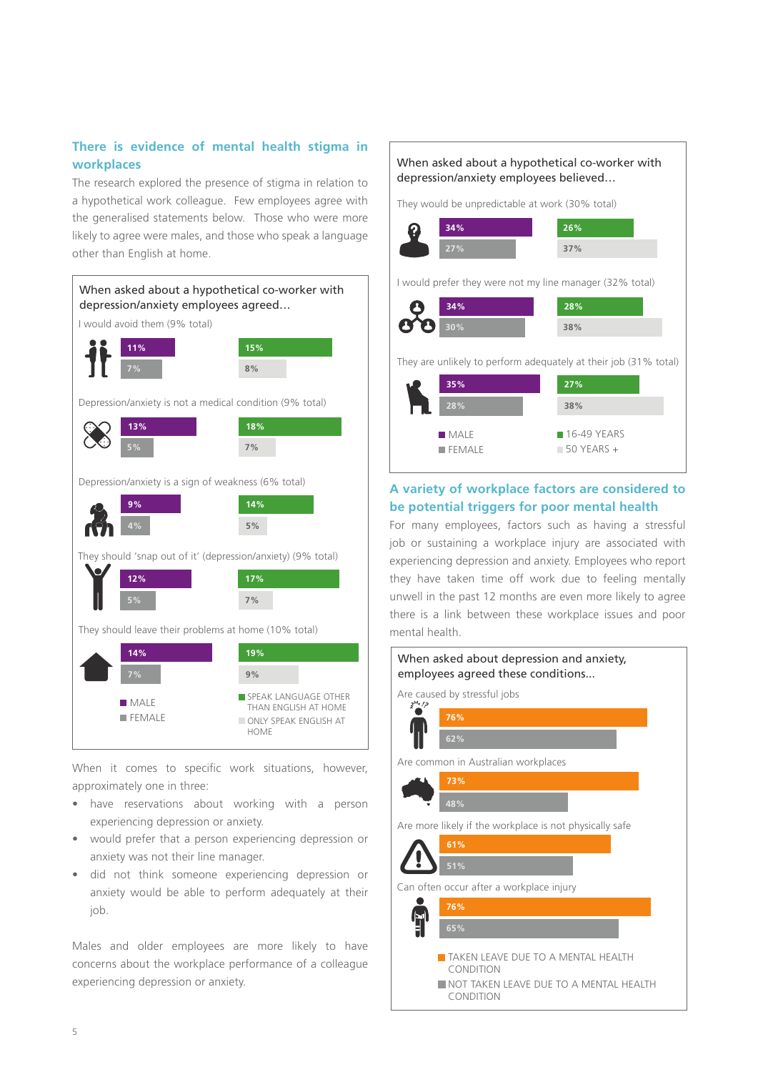## There is evidence of mental health stigma in workplaces

The research explored the presence of stigma in relation to a hypothetical work colleague. Few employees agree with the generalised statements below. Those who were more likely to agree were males, and those who speak a language other than English at home.

**When asked about a hypothetical co-worker with depression/anxiety employees agreed…**

| Statement | Male | Female | Speak language other than English at home | Only speak English at home |
|---|---|---|---|---|
| I would avoid them (9% total) | 11% | 7% | 15% | 8% |
| Depression/anxiety is not a medical condition (9% total) | 13% | 5% | 18% | 7% |
| Depression/anxiety is a sign of weakness (6% total) | 9% | 4% | 14% | 5% |
| They should 'snap out of it' (depression/anxiety) (9% total) | 12% | 5% | 17% | 7% |
| They should leave their problems at home (10% total) | 14% | 7% | 19% | 9% |

When it comes to specific work situations, however, approximately one in three:

- have reservations about working with a person experiencing depression or anxiety.
- would prefer that a person experiencing depression or anxiety was not their line manager.
- did not think someone experiencing depression or anxiety would be able to perform adequately at their job.

Males and older employees are more likely to have concerns about the workplace performance of a colleague experiencing depression or anxiety.

**When asked about a hypothetical co-worker with depression/anxiety employees believed…**

| Statement | Male | Female | 16-49 years | 50 years + |
|---|---|---|---|---|
| They would be unpredictable at work (30% total) | 34% | 27% | 26% | 37% |
| I would prefer they were not my line manager (32% total) | 34% | 30% | 28% | 38% |
| They are unlikely to perform adequately at their job (31% total) | 35% | 28% | 27% | 38% |

## A variety of workplace factors are considered to be potential triggers for poor mental health

For many employees, factors such as having a stressful job or sustaining a workplace injury are associated with experiencing depression and anxiety. Employees who report they have taken time off work due to feeling mentally unwell in the past 12 months are even more likely to agree there is a link between these workplace issues and poor mental health.

**When asked about depression and anxiety, employees agreed these conditions…**

| Statement | Taken leave due to a mental health condition | Not taken leave due to a mental health condition |
|---|---|---|
| Are caused by stressful jobs | 76% | 62% |
| Are common in Australian workplaces | 73% | 48% |
| Are more likely if the workplace is not physically safe | 61% | 51% |
| Can often occur after a workplace injury | 76% | 65% |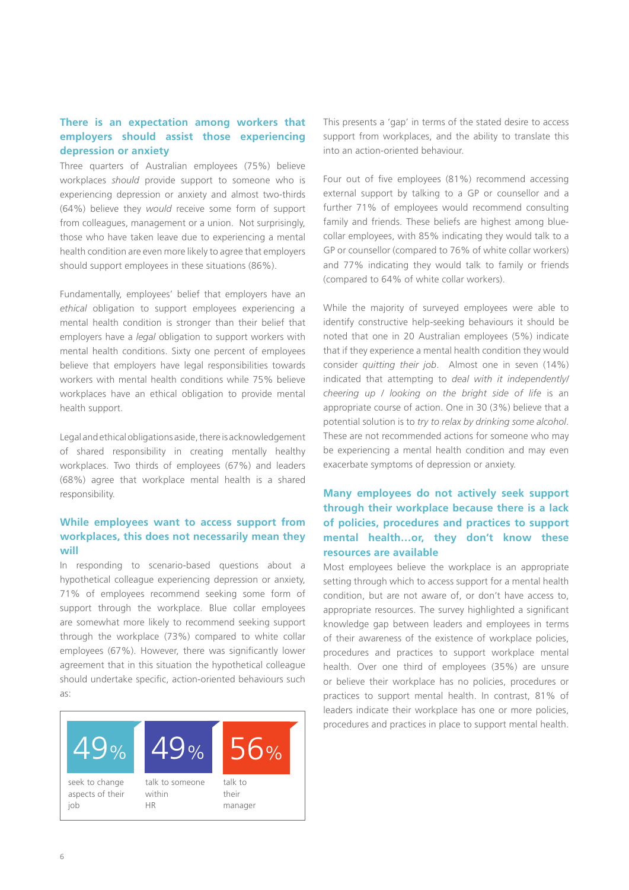## There is an expectation among workers that employers should assist those experiencing depression or anxiety

Three quarters of Australian employees (75%) believe workplaces *should* provide support to someone who is experiencing depression or anxiety and almost two-thirds (64%) believe they *would* receive some form of support from colleagues, management or a union. Not surprisingly, those who have taken leave due to experiencing a mental health condition are even more likely to agree that employers should support employees in these situations (86%).

Fundamentally, employees' belief that employers have an *ethical* obligation to support employees experiencing a mental health condition is stronger than their belief that employers have a *legal* obligation to support workers with mental health conditions. Sixty one percent of employees believe that employers have legal responsibilities towards workers with mental health conditions while 75% believe workplaces have an ethical obligation to provide mental health support.

Legal and ethical obligations aside, there is acknowledgement of shared responsibility in creating mentally healthy workplaces. Two thirds of employees (67%) and leaders (68%) agree that workplace mental health is a shared responsibility.

## While employees want to access support from workplaces, this does not necessarily mean they will

In responding to scenario-based questions about a hypothetical colleague experiencing depression or anxiety, 71% of employees recommend seeking some form of support through the workplace. Blue collar employees are somewhat more likely to recommend seeking support through the workplace (73%) compared to white collar employees (67%). However, there was significantly lower agreement that in this situation the hypothetical colleague should undertake specific, action-oriented behaviours such as:

| 49% | 49% | 56% |
|---|---|---|
| seek to change aspects of their job | talk to someone within HR | talk to their manager |

This presents a 'gap' in terms of the stated desire to access support from workplaces, and the ability to translate this into an action-oriented behaviour.

Four out of five employees (81%) recommend accessing external support by talking to a GP or counsellor and a further 71% of employees would recommend consulting family and friends. These beliefs are highest among blue-collar employees, with 85% indicating they would talk to a GP or counsellor (compared to 76% of white collar workers) and 77% indicating they would talk to family or friends (compared to 64% of white collar workers).

While the majority of surveyed employees were able to identify constructive help-seeking behaviours it should be noted that one in 20 Australian employees (5%) indicate that if they experience a mental health condition they would consider *quitting their job*. Almost one in seven (14%) indicated that attempting to *deal with it independently/ cheering up / looking on the bright side of life* is an appropriate course of action. One in 30 (3%) believe that a potential solution is to *try to relax by drinking some alcohol*. These are not recommended actions for someone who may be experiencing a mental health condition and may even exacerbate symptoms of depression or anxiety.

## Many employees do not actively seek support through their workplace because there is a lack of policies, procedures and practices to support mental health…or, they don't know these resources are available

Most employees believe the workplace is an appropriate setting through which to access support for a mental health condition, but are not aware of, or don't have access to, appropriate resources. The survey highlighted a significant knowledge gap between leaders and employees in terms of their awareness of the existence of workplace policies, procedures and practices to support workplace mental health. Over one third of employees (35%) are unsure or believe their workplace has no policies, procedures or practices to support mental health. In contrast, 81% of leaders indicate their workplace has one or more policies, procedures and practices in place to support mental health.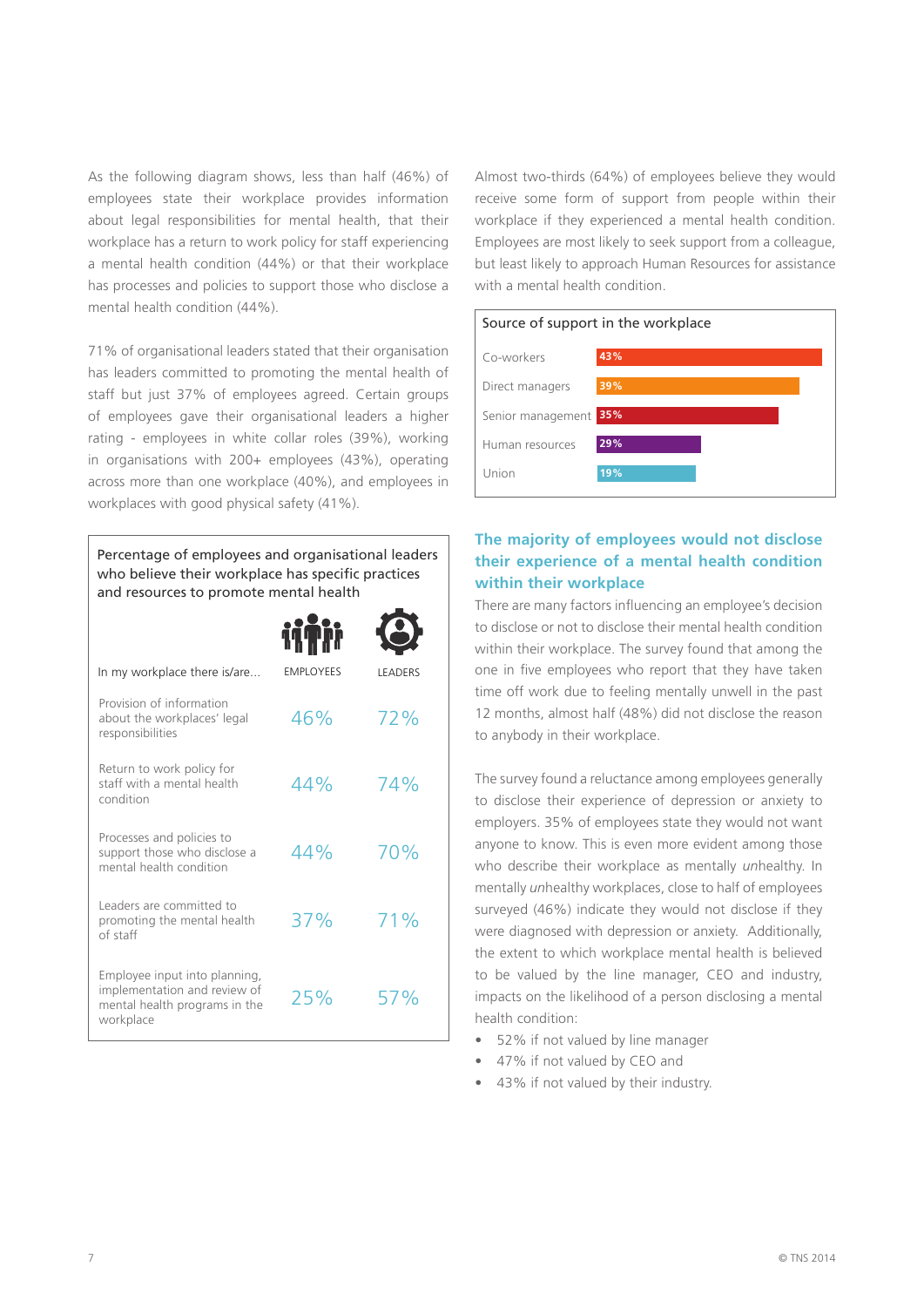As the following diagram shows, less than half (46%) of employees state their workplace provides information about legal responsibilities for mental health, that their workplace has a return to work policy for staff experiencing a mental health condition (44%) or that their workplace has processes and policies to support those who disclose a mental health condition (44%).

71% of organisational leaders stated that their organisation has leaders committed to promoting the mental health of staff but just 37% of employees agreed. Certain groups of employees gave their organisational leaders a higher rating - employees in white collar roles (39%), working in organisations with 200+ employees (43%), operating across more than one workplace (40%), and employees in workplaces with good physical safety (41%).

**Percentage of employees and organisational leaders who believe their workplace has specific practices and resources to promote mental health**

| In my workplace there is/are... | EMPLOYEES | LEADERS |
|---|---|---|
| Provision of information about the workplaces' legal responsibilities | 46% | 72% |
| Return to work policy for staff with a mental health condition | 44% | 74% |
| Processes and policies to support those who disclose a mental health condition | 44% | 70% |
| Leaders are committed to promoting the mental health of staff | 37% | 71% |
| Employee input into planning, implementation and review of mental health programs in the workplace | 25% | 57% |

Almost two-thirds (64%) of employees believe they would receive some form of support from people within their workplace if they experienced a mental health condition. Employees are most likely to seek support from a colleague, but least likely to approach Human Resources for assistance with a mental health condition.

**Source of support in the workplace**

| Source | % |
|---|---|
| Co-workers | 43% |
| Direct managers | 39% |
| Senior management | 35% |
| Human resources | 29% |
| Union | 19% |

## The majority of employees would not disclose their experience of a mental health condition within their workplace

There are many factors influencing an employee's decision to disclose or not to disclose their mental health condition within their workplace. The survey found that among the one in five employees who report that they have taken time off work due to feeling mentally unwell in the past 12 months, almost half (48%) did not disclose the reason to anybody in their workplace.

The survey found a reluctance among employees generally to disclose their experience of depression or anxiety to employers. 35% of employees state they would not want anyone to know. This is even more evident among those who describe their workplace as mentally *un*healthy. In mentally *un*healthy workplaces, close to half of employees surveyed (46%) indicate they would not disclose if they were diagnosed with depression or anxiety. Additionally, the extent to which workplace mental health is believed to be valued by the line manager, CEO and industry, impacts on the likelihood of a person disclosing a mental health condition:

- 52% if not valued by line manager
- 47% if not valued by CEO and
- 43% if not valued by their industry.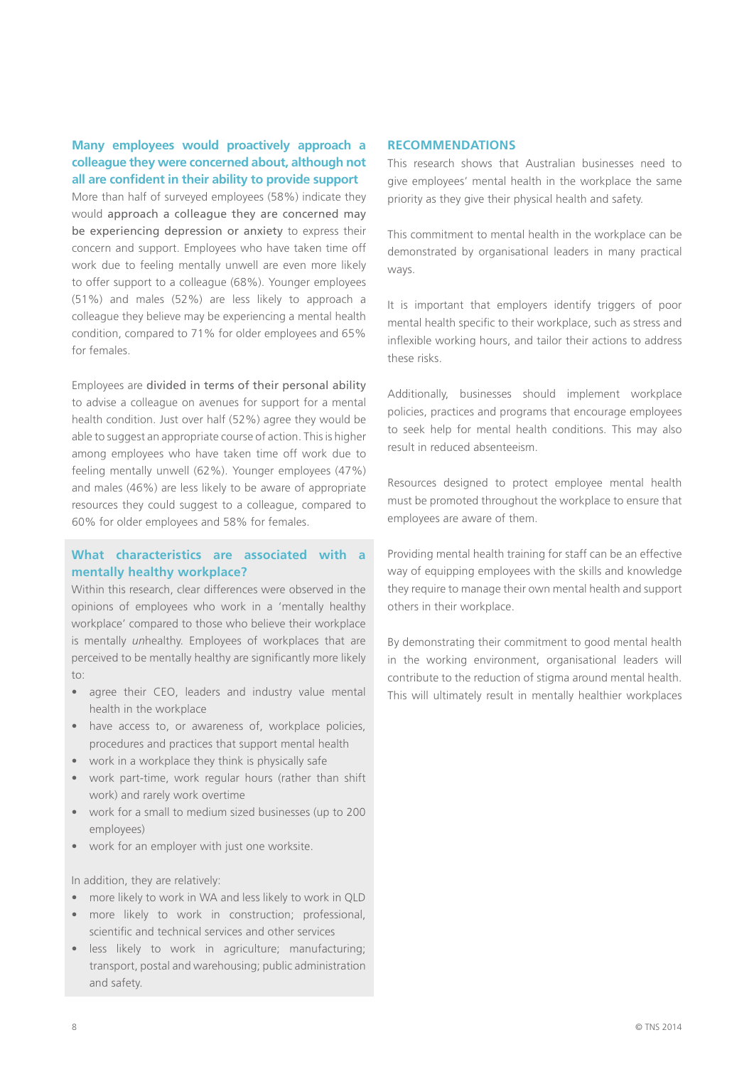### Many employees would proactively approach a colleague they were concerned about, although not all are confident in their ability to provide support

More than half of surveyed employees (58%) indicate they would approach a colleague they are concerned may be experiencing depression or anxiety to express their concern and support. Employees who have taken time off work due to feeling mentally unwell are even more likely to offer support to a colleague (68%). Younger employees (51%) and males (52%) are less likely to approach a colleague they believe may be experiencing a mental health condition, compared to 71% for older employees and 65% for females.

Employees are divided in terms of their personal ability to advise a colleague on avenues for support for a mental health condition. Just over half (52%) agree they would be able to suggest an appropriate course of action. This is higher among employees who have taken time off work due to feeling mentally unwell (62%). Younger employees (47%) and males (46%) are less likely to be aware of appropriate resources they could suggest to a colleague, compared to 60% for older employees and 58% for females.

### What characteristics are associated with a mentally healthy workplace?

Within this research, clear differences were observed in the opinions of employees who work in a 'mentally healthy workplace' compared to those who believe their workplace is mentally *un*healthy. Employees of workplaces that are perceived to be mentally healthy are significantly more likely to:

- agree their CEO, leaders and industry value mental health in the workplace
- have access to, or awareness of, workplace policies, procedures and practices that support mental health
- work in a workplace they think is physically safe
- work part-time, work regular hours (rather than shift work) and rarely work overtime
- work for a small to medium sized businesses (up to 200 employees)
- work for an employer with just one worksite.

In addition, they are relatively:

- more likely to work in WA and less likely to work in QLD
- more likely to work in construction; professional, scientific and technical services and other services
- less likely to work in agriculture; manufacturing; transport, postal and warehousing; public administration and safety.

## RECOMMENDATIONS

This research shows that Australian businesses need to give employees' mental health in the workplace the same priority as they give their physical health and safety.

This commitment to mental health in the workplace can be demonstrated by organisational leaders in many practical ways.

It is important that employers identify triggers of poor mental health specific to their workplace, such as stress and inflexible working hours, and tailor their actions to address these risks.

Additionally, businesses should implement workplace policies, practices and programs that encourage employees to seek help for mental health conditions. This may also result in reduced absenteeism.

Resources designed to protect employee mental health must be promoted throughout the workplace to ensure that employees are aware of them.

Providing mental health training for staff can be an effective way of equipping employees with the skills and knowledge they require to manage their own mental health and support others in their workplace.

By demonstrating their commitment to good mental health in the working environment, organisational leaders will contribute to the reduction of stigma around mental health. This will ultimately result in mentally healthier workplaces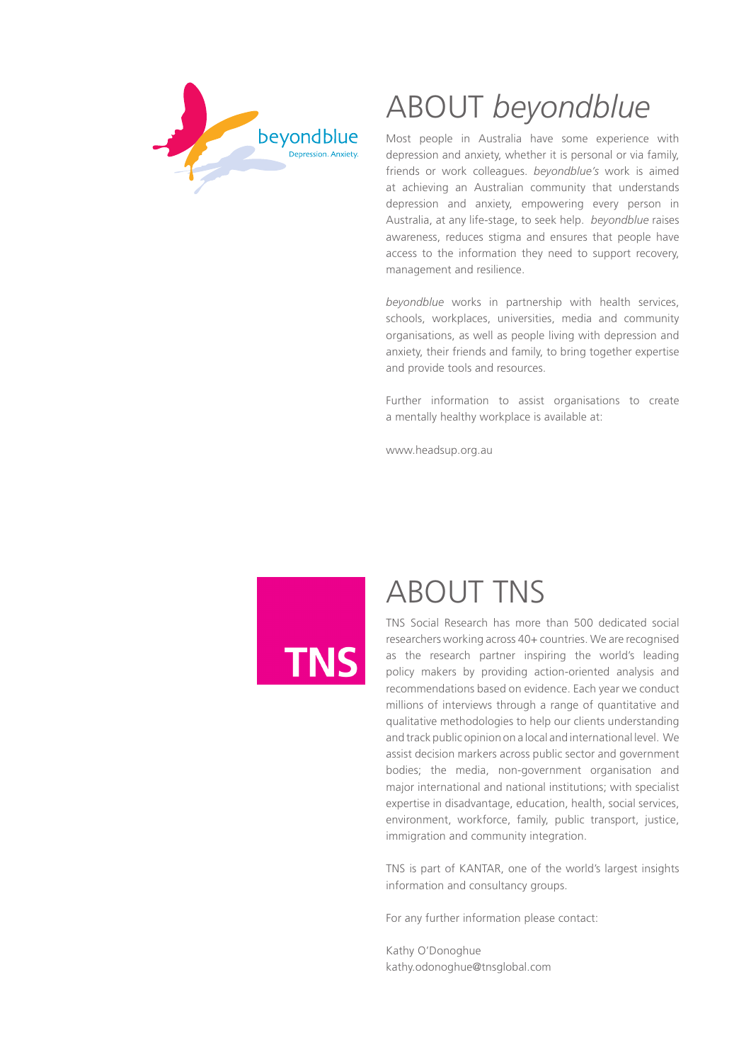# ABOUT *beyondblue*

Most people in Australia have some experience with depression and anxiety, whether it is personal or via family, friends or work colleagues. *beyondblue's* work is aimed at achieving an Australian community that understands depression and anxiety, empowering every person in Australia, at any life-stage, to seek help. *beyondblue* raises awareness, reduces stigma and ensures that people have access to the information they need to support recovery, management and resilience.

*beyondblue* works in partnership with health services, schools, workplaces, universities, media and community organisations, as well as people living with depression and anxiety, their friends and family, to bring together expertise and provide tools and resources.

Further information to assist organisations to create a mentally healthy workplace is available at:

www.headsup.org.au

# ABOUT TNS

TNS Social Research has more than 500 dedicated social researchers working across 40+ countries. We are recognised as the research partner inspiring the world's leading policy makers by providing action-oriented analysis and recommendations based on evidence. Each year we conduct millions of interviews through a range of quantitative and qualitative methodologies to help our clients understanding and track public opinion on a local and international level. We assist decision markers across public sector and government bodies; the media, non-government organisation and major international and national institutions; with specialist expertise in disadvantage, education, health, social services, environment, workforce, family, public transport, justice, immigration and community integration.

TNS is part of KANTAR, one of the world's largest insights information and consultancy groups.

For any further information please contact:

Kathy O'Donoghue
kathy.odonoghue@tnsglobal.com